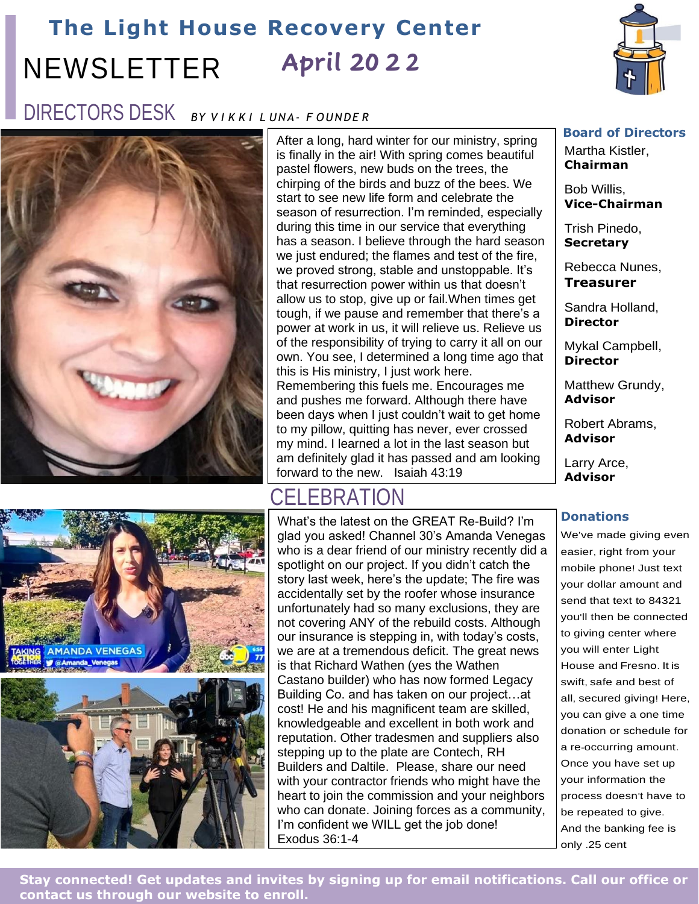# The Light House Recovery Center

# NEWSLETTER April 2022

## DIRECTORS DESK

*BY VIKKI LUNA- FOUNDER*

After a long, hard winter for our ministry, spring is finally in the air! With spring comes beautiful pastel flowers, new buds on the trees, the chirping of the birds and buzz of the bees. We start to see new life form and celebrate the season of resurrection. I'm reminded, especially during this time in our service that everything has a season. I believe through the hard season we just endured; the flames and test of the fire, we proved strong, stable and unstoppable. It's that resurrection power within us that doesn't allow us to stop, give up or fail.When times get tough, if we pause and remember that there's a power at work in us, it will relieve us. Relieve us of the responsibility of trying to carry it all on our own. You see, I determined a long time ago that this is His ministry, I just work here. Remembering this fuels me. Encourages me and pushes me forward. Although there have been days when I just couldn't wait to get home to my pillow, quitting has never, ever crossed my mind. I learned a lot in the last season but am definitely glad it has passed and am looking forward to the new. Isaiah 43:19

## CELEBRATION

What's the latest on the GREAT Re-Build? I'm glad you asked! Channel 30's Amanda Venegas who is a dear friend of our ministry recently did a spotlight on our project. If you didn't catch the story last week, here's the update; The fire was accidentally set by the roofer whose insurance unfortunately had so many exclusions, they are not covering ANY of the rebuild costs. Although our insurance is stepping in, with today's costs, we are at a tremendous deficit. The great news is that Richard Wathen (yes the Wathen Castano builder) who has now formed Legacy Building Co. and has taken on our project…at cost! He and his magnificent team are skilled, knowledgeable and excellent in both work and reputation. Other tradesmen and suppliers also stepping up to the plate are Contech, RH Builders and Daltile. Please, share our need with your contractor friends who might have the heart to join the commission and your neighbors who can donate. Joining forces as a community, I'm confident we WILL get the job done! Exodus 36:1-4

### Board of Directors

Martha Kistler, **Chairman**

Bob Willis, **Vice-Chairman**

Trish Pinedo, **Secretary**

Rebecca Nunes, **Treasurer**

Sandra Holland, **Director**

Mykal Campbell, **Director**

Matthew Grundy, **Advisor**

Robert Abrams, **Advisor**

Larry Arce, **Advisor**

### Donations

We've made giving even easier, right from your mobile phone! Just text your dollar amount and send that text to 84321 you'll then be connected to giving center where you will enter Light House and Fresno. It is swift, safe and best of all, secured giving! Here, you can give a one time donation or schedule for a re-occurring amount. Once you have set up your information the process doesn't have to be repeated to give. And the banking fee is only .25 cent

**Stay connected! Get updates and invites by signing up for email notifications. Call our office or contact us through our website to enroll.**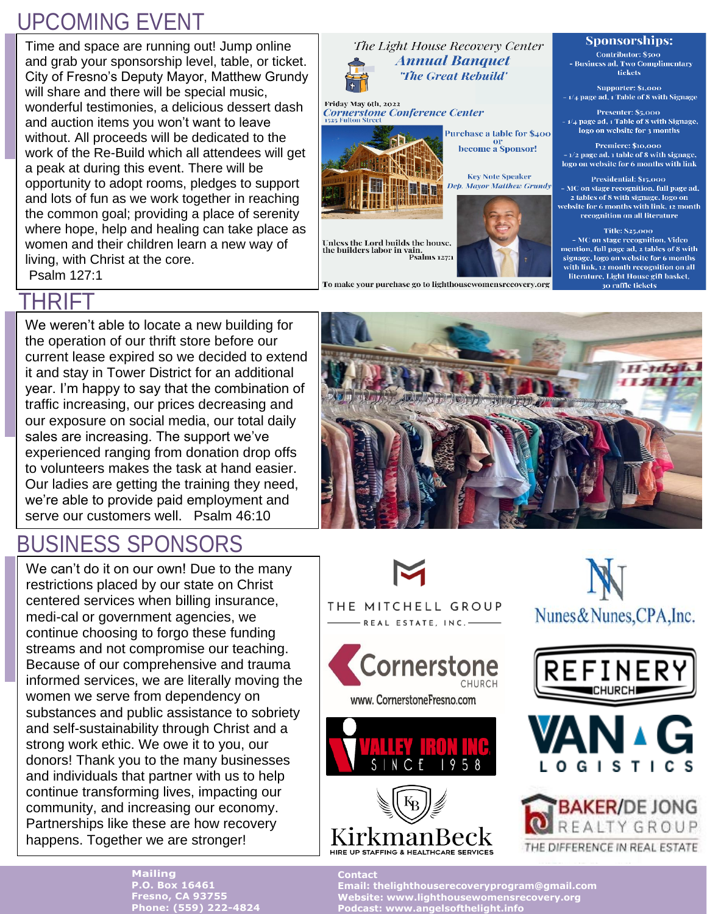# UPCOMING EVENT

Time and space are running out! Jump online and grab your sponsorship level, table, or ticket. City of Fresno's Deputy Mayor, Matthew Grundy will share and there will be special music, wonderful testimonies, a delicious dessert dash and auction items you won't want to leave without. All proceeds will be dedicated to the work of the Re-Build which all attendees will get a peak at during this event. There will be opportunity to adopt rooms, pledges to support and lots of fun as we work together in reaching the common goal; providing a place of serenity where hope, help and healing can take place as women and their children learn a new way of living, with Christ at the core.
Psalm 127:1

*The Light House Recovery Center*
***Annual Banquet***
*"The Great Rebuild"*

Friday May 6th, 2022
*Cornerstone Conference Center*
1525 Fulton Street

Purchase a table for $400
or
become a Sponsor!

Key Note Speaker
*Dep. Mayor Matthew Grundy*

Unless the Lord builds the house, the builders labor in vain.
Psalms 127:1

To make your purchase go to lighthousewomensrecovery.org

**Sponsorships:**

Contributor: $500
- Business ad, Two Complimentary tickets

Supporter: $1,000
- 1/4 page ad, 1 Table of 8 with Signage

Presenter: $5,000
- 1/4 page ad, 1 Table of 8 with Signage, logo on website for 3 months

Premiere: $10,000
- 1/2 page ad, 1 table of 8 with signage, logo on website for 6 months with link

Presidential: $15,000
- MC on stage recognition, full page ad, 2 tables of 8 with signage, logo on website for 6 months with link, 12 month recognition on all literature

Title: $25,000
- MC on stage recognition, Video mention, full page ad, 2 tables of 8 with signage, logo on website for 6 months with link, 12 month recognition on all literature, Light House gift basket, 30 raffle tickets

# THRIFT

We weren't able to locate a new building for the operation of our thrift store before our current lease expired so we decided to extend it and stay in Tower District for an additional year. I'm happy to say that the combination of traffic increasing, our prices decreasing and our exposure on social media, our total daily sales are increasing. The support we've experienced ranging from donation drop offs to volunteers makes the task at hand easier. Our ladies are getting the training they need, we're able to provide paid employment and serve our customers well. Psalm 46:10

# BUSINESS SPONSORS

We can't do it on our own! Due to the many restrictions placed by our state on Christ centered services when billing insurance, medi-cal or government agencies, we continue choosing to forgo these funding streams and not compromise our teaching. Because of our comprehensive and trauma informed services, we are literally moving the women we serve from dependency on substances and public assistance to sobriety and self-sustainability through Christ and a strong work ethic. We owe it to you, our donors! Thank you to the many businesses and individuals that partner with us to help continue transforming lives, impacting our community, and increasing our economy. Partnerships like these are how recovery happens. Together we are stronger!

THE MITCHELL GROUP REAL ESTATE, INC.

Nunes & Nunes, CPA, Inc.

Cornerstone CHURCH www.CornerstoneFresno.com

REFINERY CHURCH

VALLEY IRON INC SINCE 1958

VAN G LOGISTICS

KirkmanBeck HIRE UP STAFFING & HEALTHCARE SERVICES

BAKER/DE JONG REALTY GROUP THE DIFFERENCE IN REAL ESTATE

**Mailing**
**P.O. Box 16461**
**Fresno, CA 93755**
**Phone: (559) 222-4824**

**Contact**
**Email: thelighthouserecoveryprogram@gmail.com**
**Website: www.lighthousewomensrecovery.org**
**Podcast: www.angelsofthelight.info**